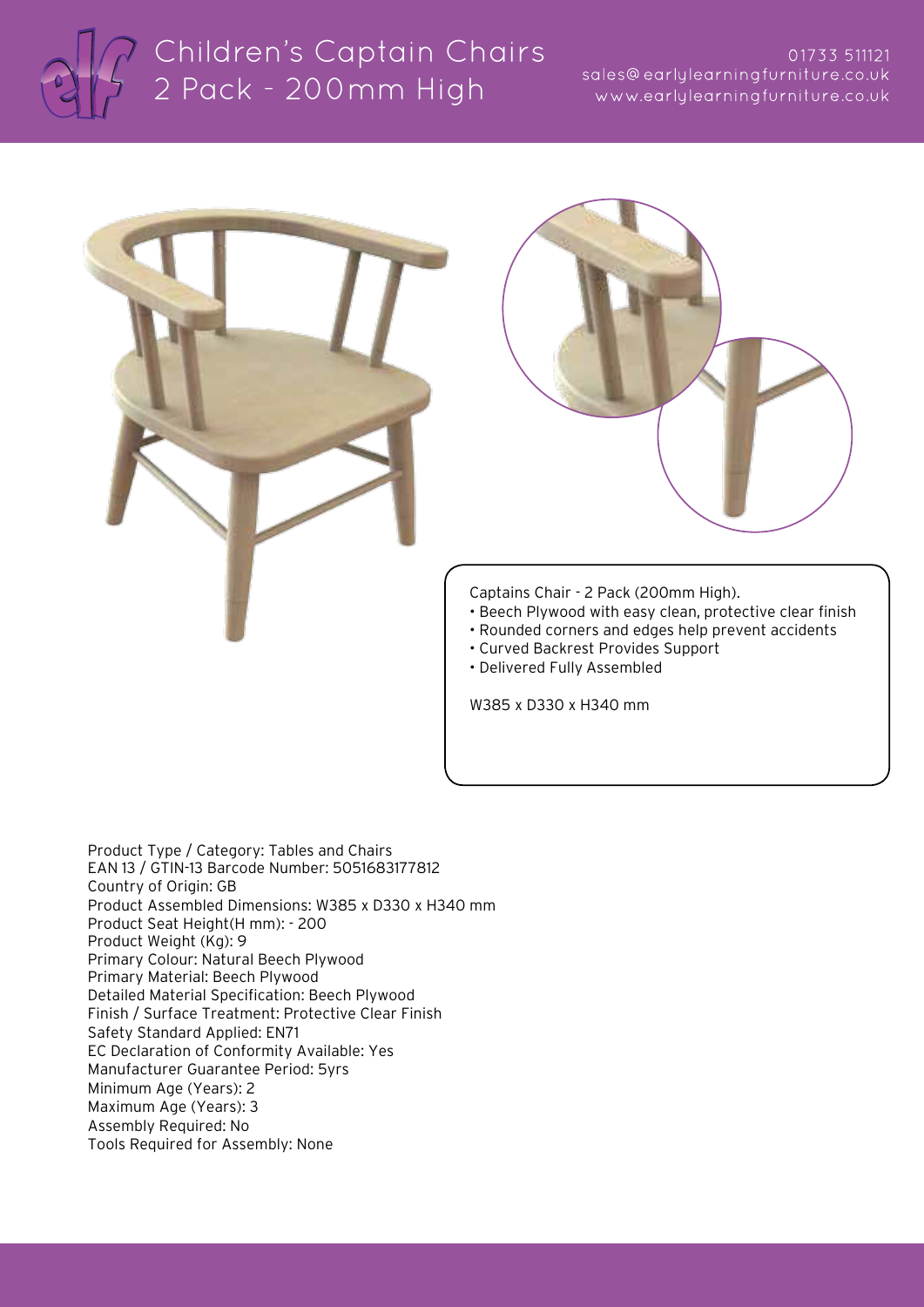# Children's Captain Chairs 2 Pack - 200mm High

01733 511121
sales@earlylearningfurniture.co.uk
www.earlylearningfurniture.co.uk

Captains Chair - 2 Pack (200mm High).

- Beech Plywood with easy clean, protective clear finish
- Rounded corners and edges help prevent accidents
- Curved Backrest Provides Support
- Delivered Fully Assembled

W385 x D330 x H340 mm

Product Type / Category: Tables and Chairs
EAN 13 / GTIN-13 Barcode Number: 5051683177812
Country of Origin: GB
Product Assembled Dimensions: W385 x D330 x H340 mm
Product Seat Height(H mm): - 200
Product Weight (Kg): 9
Primary Colour: Natural Beech Plywood
Primary Material: Beech Plywood
Detailed Material Specification: Beech Plywood
Finish / Surface Treatment: Protective Clear Finish
Safety Standard Applied: EN71
EC Declaration of Conformity Available: Yes
Manufacturer Guarantee Period: 5yrs
Minimum Age (Years): 2
Maximum Age (Years): 3
Assembly Required: No
Tools Required for Assembly: None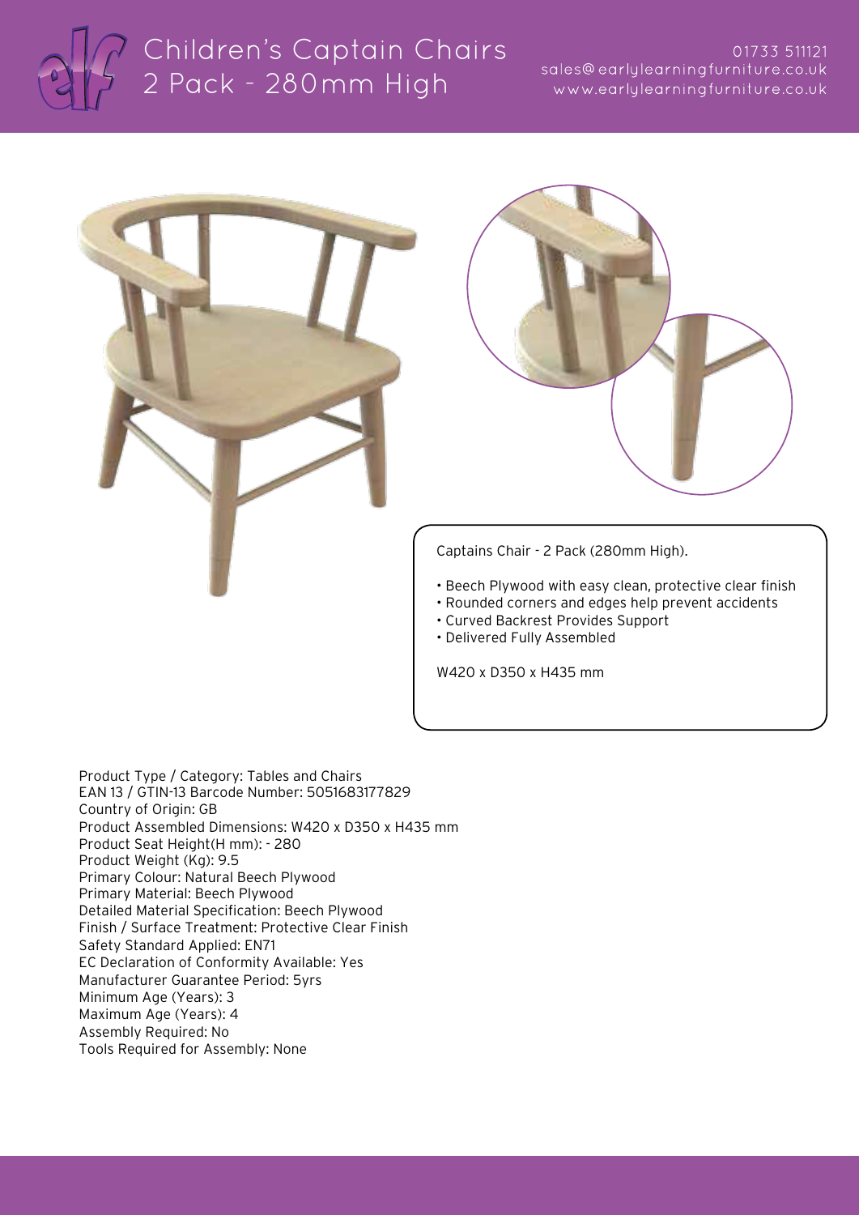# Children's Captain Chairs 2 Pack - 280mm High

01733 511121
sales@earlylearningfurniture.co.uk
www.earlylearningfurniture.co.uk

Captains Chair - 2 Pack (280mm High).

- Beech Plywood with easy clean, protective clear finish
- Rounded corners and edges help prevent accidents
- Curved Backrest Provides Support
- Delivered Fully Assembled

W420 x D350 x H435 mm

Product Type / Category: Tables and Chairs
EAN 13 / GTIN-13 Barcode Number: 5051683177829
Country of Origin: GB
Product Assembled Dimensions: W420 x D350 x H435 mm
Product Seat Height(H mm): - 280
Product Weight (Kg): 9.5
Primary Colour: Natural Beech Plywood
Primary Material: Beech Plywood
Detailed Material Specification: Beech Plywood
Finish / Surface Treatment: Protective Clear Finish
Safety Standard Applied: EN71
EC Declaration of Conformity Available: Yes
Manufacturer Guarantee Period: 5yrs
Minimum Age (Years): 3
Maximum Age (Years): 4
Assembly Required: No
Tools Required for Assembly: None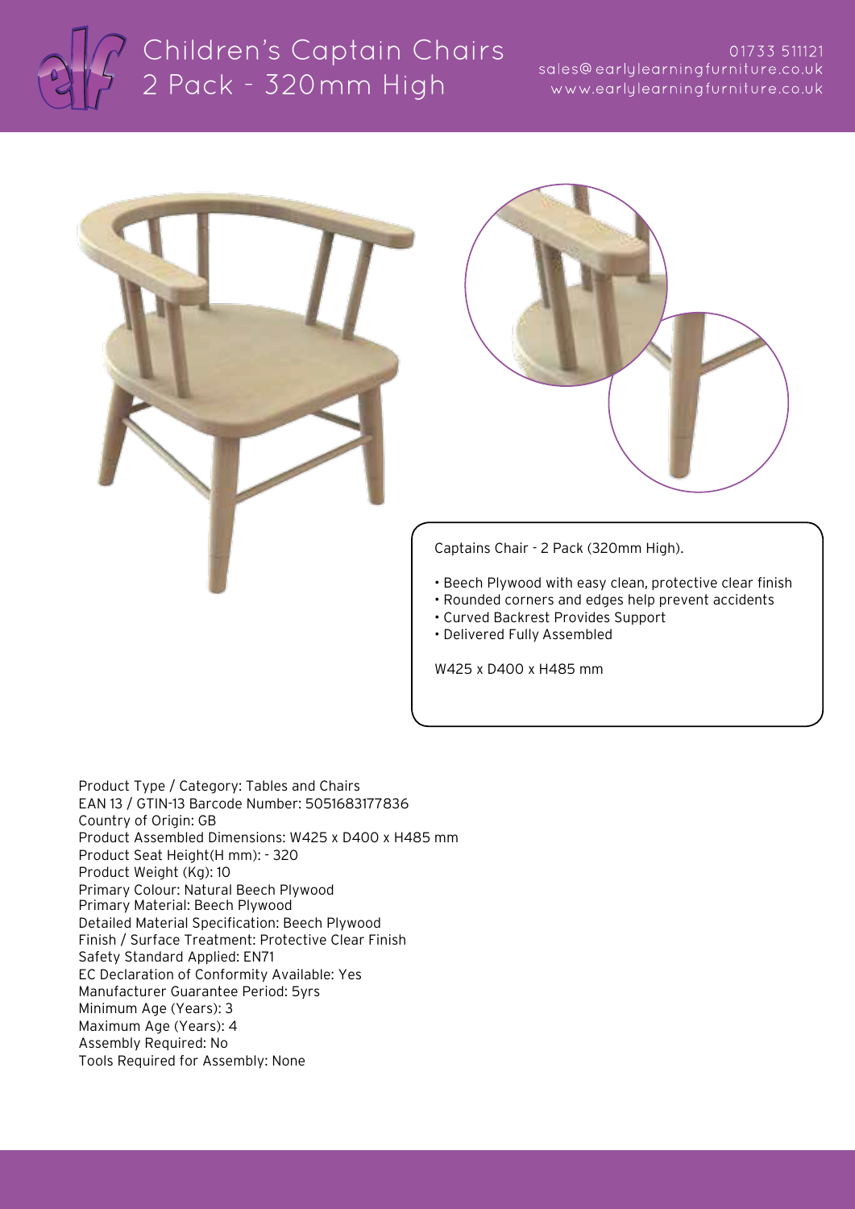# Children's Captain Chairs 2 Pack - 320mm High

01733 511121
sales@earlylearningfurniture.co.uk
www.earlylearningfurniture.co.uk

Captains Chair - 2 Pack (320mm High).

- Beech Plywood with easy clean, protective clear finish
- Rounded corners and edges help prevent accidents
- Curved Backrest Provides Support
- Delivered Fully Assembled

W425 x D400 x H485 mm

Product Type / Category: Tables and Chairs
EAN 13 / GTIN-13 Barcode Number: 5051683177836
Country of Origin: GB
Product Assembled Dimensions: W425 x D400 x H485 mm
Product Seat Height(H mm): - 320
Product Weight (Kg): 10
Primary Colour: Natural Beech Plywood
Primary Material: Beech Plywood
Detailed Material Specification: Beech Plywood
Finish / Surface Treatment: Protective Clear Finish
Safety Standard Applied: EN71
EC Declaration of Conformity Available: Yes
Manufacturer Guarantee Period: 5yrs
Minimum Age (Years): 3
Maximum Age (Years): 4
Assembly Required: No
Tools Required for Assembly: None